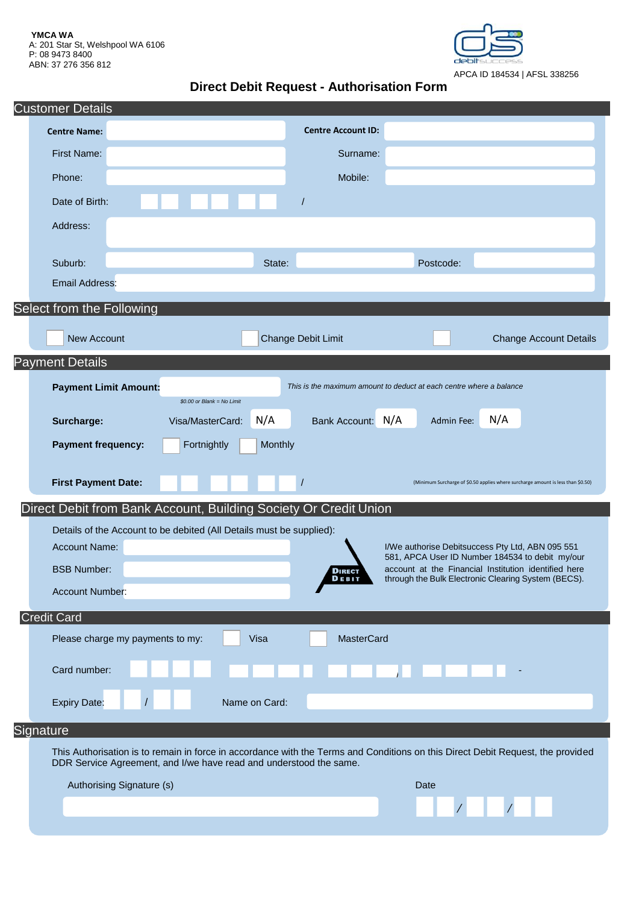**YMCA WA**
A: 201 Star St, Welshpool WA 6106
P: 08 9473 8400
ABN: 37 276 356 812

debitsuccess

APCA ID 184534 | AFSL 338256

# Direct Debit Request - Authorisation Form

## Customer Details

**Centre Name:** 　　　　　　　**Centre Account ID:**

First Name: 　　　　　　　Surname:

Phone: 　　　　　　　Mobile:

Date of Birth: 　　/　　/

Address:

Suburb: 　　　　State: 　　　　Postcode:

Email Address:

## Select from the Following

☐ New Account 　　☐ Change Debit Limit 　　☐ Change Account Details

## Payment Details

**Payment Limit Amount:** 　　　　*This is the maximum amount to deduct at each centre where a balance*

*$0.00 or Blank = No Limit*

**Surcharge:** 　Visa/MasterCard: N/A 　Bank Account: N/A 　Admin Fee: N/A

**Payment frequency:** ☐ Fortnightly ☐ Monthly

**First Payment Date:** 　　/　　/

(Minimum Surcharge of $0.50 applies where surcharge amount is less than $0.50)

## Direct Debit from Bank Account, Building Society Or Credit Union

Details of the Account to be debited (All Details must be supplied):

Account Name:

BSB Number:

Account Number:

DIRECT DEBIT

I/We authorise Debitsuccess Pty Ltd, ABN 095 551 581, APCA User ID Number 184534 to debit my/our account at the Financial Institution identified here through the Bulk Electronic Clearing System (BECS).

## Credit Card

Please charge my payments to my: ☐ Visa ☐ MasterCard

Card number:

Expiry Date: 　　/ 　　Name on Card:

## Signature

This Authorisation is to remain in force in accordance with the Terms and Conditions on this Direct Debit Request, the provided DDR Service Agreement, and I/we have read and understood the same.

Authorising Signature (s) 　　　　　　Date

　　　　　　　　　　　　　　　　　　/　　/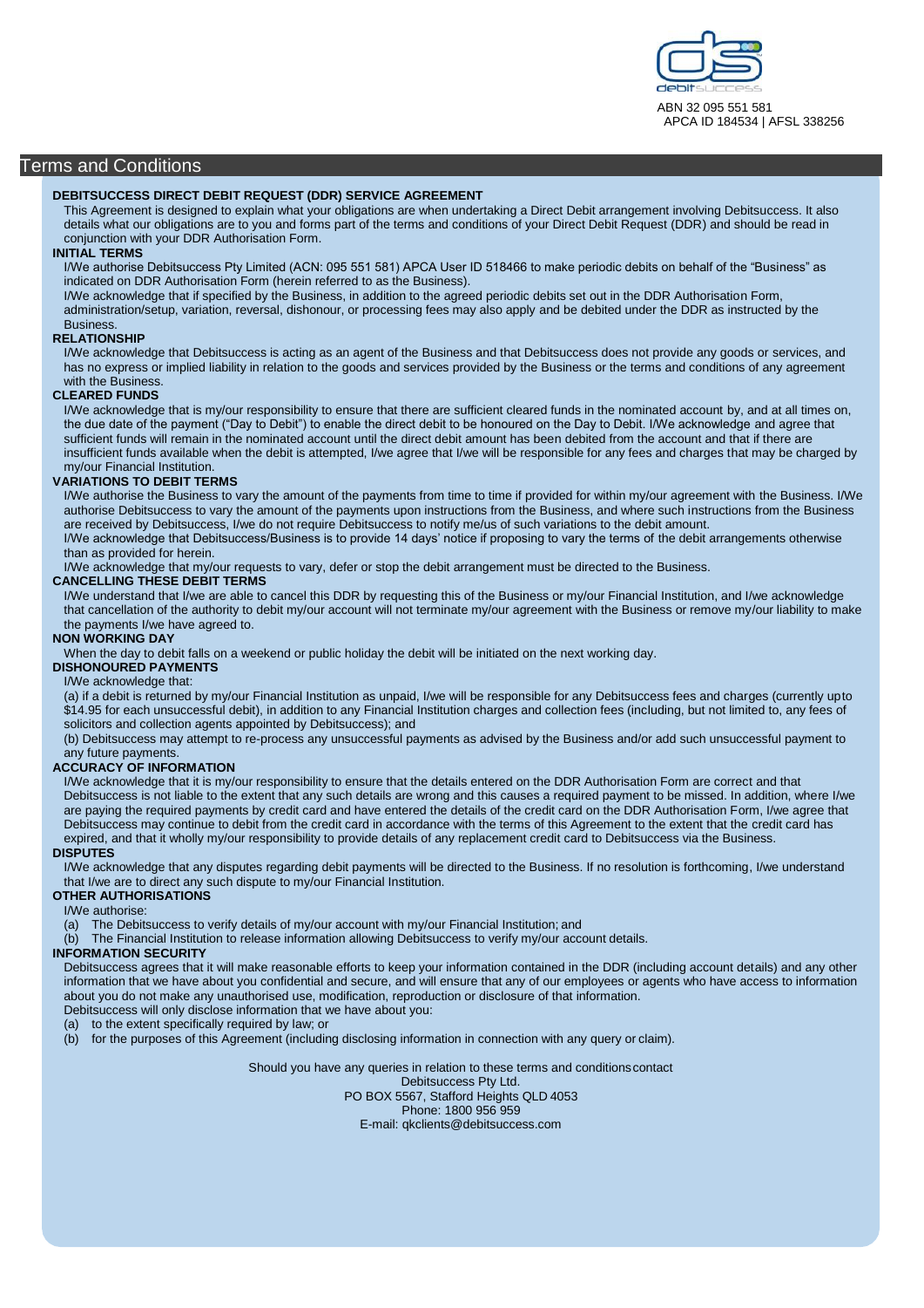ABN 32 095 551 581
APCA ID 184534 | AFSL 338256

## Terms and Conditions

### DEBITSUCCESS DIRECT DEBIT REQUEST (DDR) SERVICE AGREEMENT

This Agreement is designed to explain what your obligations are when undertaking a Direct Debit arrangement involving Debitsuccess. It also details what our obligations are to you and forms part of the terms and conditions of your Direct Debit Request (DDR) and should be read in conjunction with your DDR Authorisation Form.

### INITIAL TERMS

I/We authorise Debitsuccess Pty Limited (ACN: 095 551 581) APCA User ID 518466 to make periodic debits on behalf of the "Business" as indicated on DDR Authorisation Form (herein referred to as the Business).

I/We acknowledge that if specified by the Business, in addition to the agreed periodic debits set out in the DDR Authorisation Form, administration/setup, variation, reversal, dishonour, or processing fees may also apply and be debited under the DDR as instructed by the Business.

### RELATIONSHIP

I/We acknowledge that Debitsuccess is acting as an agent of the Business and that Debitsuccess does not provide any goods or services, and has no express or implied liability in relation to the goods and services provided by the Business or the terms and conditions of any agreement with the Business.

### CLEARED FUNDS

I/We acknowledge that is my/our responsibility to ensure that there are sufficient cleared funds in the nominated account by, and at all times on, the due date of the payment ("Day to Debit") to enable the direct debit to be honoured on the Day to Debit. I/We acknowledge and agree that sufficient funds will remain in the nominated account until the direct debit amount has been debited from the account and that if there are insufficient funds available when the debit is attempted, I/we agree that I/we will be responsible for any fees and charges that may be charged by my/our Financial Institution.

### VARIATIONS TO DEBIT TERMS

I/We authorise the Business to vary the amount of the payments from time to time if provided for within my/our agreement with the Business. I/We authorise Debitsuccess to vary the amount of the payments upon instructions from the Business, and where such instructions from the Business are received by Debitsuccess, I/we do not require Debitsuccess to notify me/us of such variations to the debit amount.

I/We acknowledge that Debitsuccess/Business is to provide 14 days' notice if proposing to vary the terms of the debit arrangements otherwise than as provided for herein.

I/We acknowledge that my/our requests to vary, defer or stop the debit arrangement must be directed to the Business.

### CANCELLING THESE DEBIT TERMS

I/We understand that I/we are able to cancel this DDR by requesting this of the Business or my/our Financial Institution, and I/we acknowledge that cancellation of the authority to debit my/our account will not terminate my/our agreement with the Business or remove my/our liability to make the payments I/we have agreed to.

### NON WORKING DAY

When the day to debit falls on a weekend or public holiday the debit will be initiated on the next working day.

### DISHONOURED PAYMENTS

I/We acknowledge that:

(a) if a debit is returned by my/our Financial Institution as unpaid, I/we will be responsible for any Debitsuccess fees and charges (currently upto $14.95 for each unsuccessful debit), in addition to any Financial Institution charges and collection fees (including, but not limited to, any fees of solicitors and collection agents appointed by Debitsuccess); and

(b) Debitsuccess may attempt to re-process any unsuccessful payments as advised by the Business and/or add such unsuccessful payment to any future payments.

### ACCURACY OF INFORMATION

I/We acknowledge that it is my/our responsibility to ensure that the details entered on the DDR Authorisation Form are correct and that Debitsuccess is not liable to the extent that any such details are wrong and this causes a required payment to be missed. In addition, where I/we are paying the required payments by credit card and have entered the details of the credit card on the DDR Authorisation Form, I/we agree that Debitsuccess may continue to debit from the credit card in accordance with the terms of this Agreement to the extent that the credit card has expired, and that it wholly my/our responsibility to provide details of any replacement credit card to Debitsuccess via the Business.

### DISPUTES

I/We acknowledge that any disputes regarding debit payments will be directed to the Business. If no resolution is forthcoming, I/we understand that I/we are to direct any such dispute to my/our Financial Institution.

### OTHER AUTHORISATIONS

I/We authorise:

(a) The Debitsuccess to verify details of my/our account with my/our Financial Institution; and
(b) The Financial Institution to release information allowing Debitsuccess to verify my/our account details.

### INFORMATION SECURITY

Debitsuccess agrees that it will make reasonable efforts to keep your information contained in the DDR (including account details) and any other information that we have about you confidential and secure, and will ensure that any of our employees or agents who have access to information about you do not make any unauthorised use, modification, reproduction or disclosure of that information.

Debitsuccess will only disclose information that we have about you:

(a) to the extent specifically required by law; or
(b) for the purposes of this Agreement (including disclosing information in connection with any query or claim).

Should you have any queries in relation to these terms and conditions contact
Debitsuccess Pty Ltd.
PO BOX 5567, Stafford Heights QLD 4053
Phone: 1800 956 959
E-mail: qkclients@debitsuccess.com